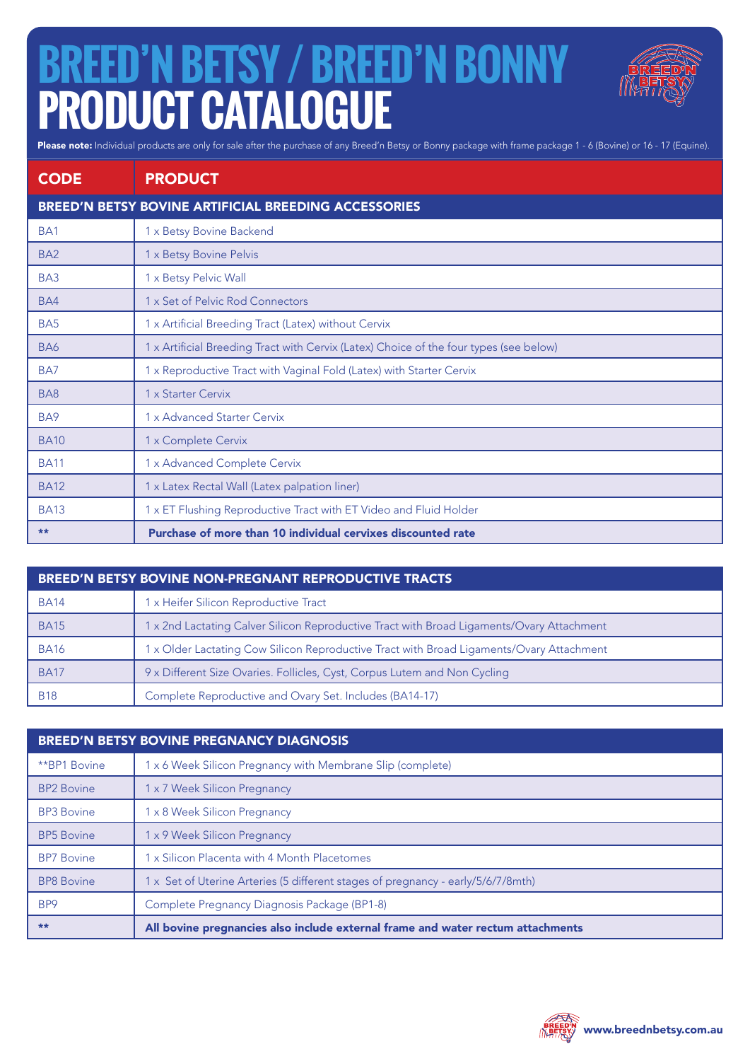# BREED'N BETSY / BREED'N BONNY PRODUCT CATALOGUE

**Please note:** Individual products are only for sale after the purchase of any Breed'n Betsy or Bonny package with frame package 1 - 6 (Bovine) or 16 - 17 (Equine).

| CODE | PRODUCT |
|---|---|
| **BREED'N BETSY BOVINE ARTIFICIAL BREEDING ACCESSORIES** | |
| BA1 | 1 x Betsy Bovine Backend |
| BA2 | 1 x Betsy Bovine Pelvis |
| BA3 | 1 x Betsy Pelvic Wall |
| BA4 | 1 x Set of Pelvic Rod Connectors |
| BA5 | 1 x Artificial Breeding Tract (Latex) without Cervix |
| BA6 | 1 x Artificial Breeding Tract with Cervix (Latex) Choice of the four types (see below) |
| BA7 | 1 x Reproductive Tract with Vaginal Fold (Latex) with Starter Cervix |
| BA8 | 1 x Starter Cervix |
| BA9 | 1 x Advanced Starter Cervix |
| BA10 | 1 x Complete Cervix |
| BA11 | 1 x Advanced Complete Cervix |
| BA12 | 1 x Latex Rectal Wall (Latex palpation liner) |
| BA13 | 1 x ET Flushing Reproductive Tract with ET Video and Fluid Holder |
| ** | **Purchase of more than 10 individual cervixes discounted rate** |

| CODE | PRODUCT |
|---|---|
| **BREED'N BETSY BOVINE NON-PREGNANT REPRODUCTIVE TRACTS** | |
| BA14 | 1 x Heifer Silicon Reproductive Tract |
| BA15 | 1 x 2nd Lactating Calver Silicon Reproductive Tract with Broad Ligaments/Ovary Attachment |
| BA16 | 1 x Older Lactating Cow Silicon Reproductive Tract with Broad Ligaments/Ovary Attachment |
| BA17 | 9 x Different Size Ovaries. Follicles, Cyst, Corpus Lutem and Non Cycling |
| B18 | Complete Reproductive and Ovary Set. Includes (BA14-17) |

| CODE | PRODUCT |
|---|---|
| **BREED'N BETSY BOVINE PREGNANCY DIAGNOSIS** | |
| **BP1 Bovine | 1 x 6 Week Silicon Pregnancy with Membrane Slip (complete) |
| BP2 Bovine | 1 x 7 Week Silicon Pregnancy |
| BP3 Bovine | 1 x 8 Week Silicon Pregnancy |
| BP5 Bovine | 1 x 9 Week Silicon Pregnancy |
| BP7 Bovine | 1 x Silicon Placenta with 4 Month Placetomes |
| BP8 Bovine | 1 x Set of Uterine Arteries (5 different stages of pregnancy - early/5/6/7/8mth) |
| BP9 | Complete Pregnancy Diagnosis Package (BP1-8) |
| ** | **All bovine pregnancies also include external frame and water rectum attachments** |

www.breednbetsy.com.au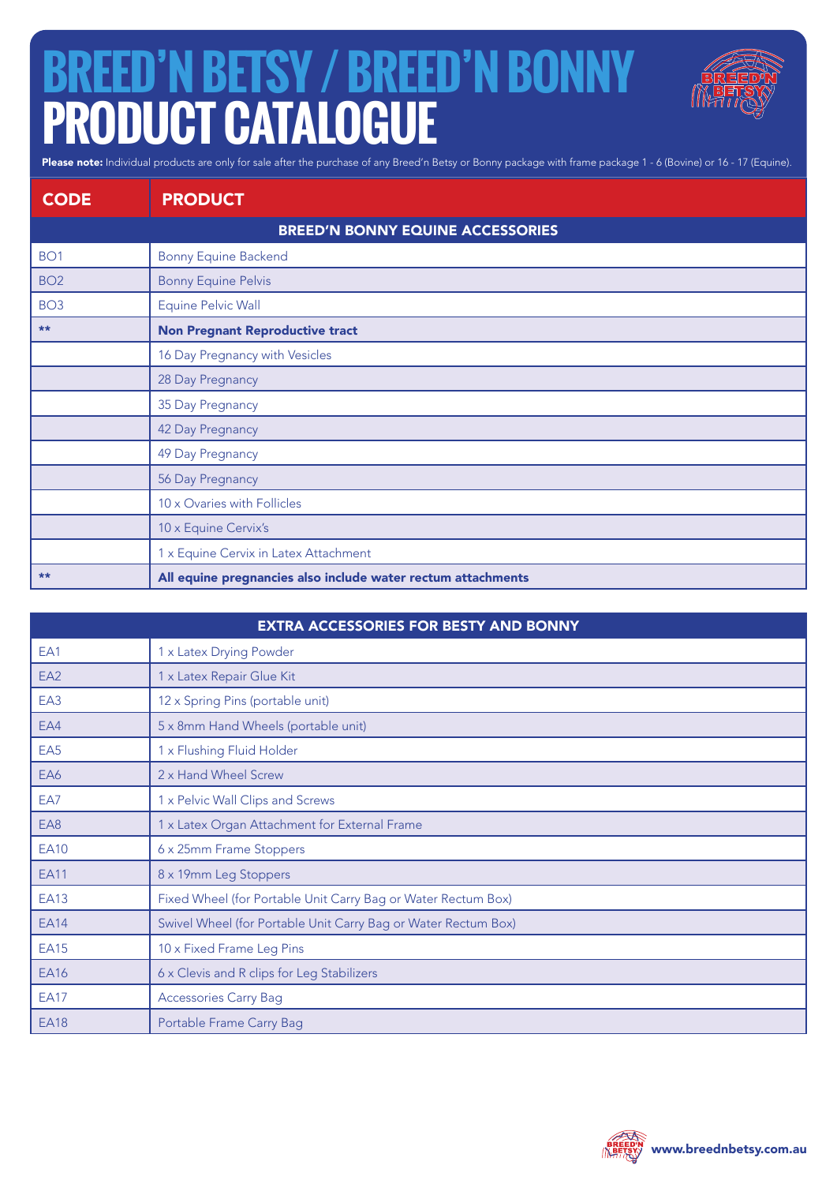# BREED'N BETSY / BREED'N BONNY PRODUCT CATALOGUE

**Please note:** Individual products are only for sale after the purchase of any Breed'n Betsy or Bonny package with frame package 1 - 6 (Bovine) or 16 - 17 (Equine).

| CODE | PRODUCT |
|---|---|
| | **BREED'N BONNY EQUINE ACCESSORIES** |
| BO1 | Bonny Equine Backend |
| BO2 | Bonny Equine Pelvis |
| BO3 | Equine Pelvic Wall |
| ** | **Non Pregnant Reproductive tract** |
| | 16 Day Pregnancy with Vesicles |
| | 28 Day Pregnancy |
| | 35 Day Pregnancy |
| | 42 Day Pregnancy |
| | 49 Day Pregnancy |
| | 56 Day Pregnancy |
| | 10 x Ovaries with Follicles |
| | 10 x Equine Cervix's |
| | 1 x Equine Cervix in Latex Attachment |
| ** | **All equine pregnancies also include water rectum attachments** |

| CODE | PRODUCT |
|---|---|
| | **EXTRA ACCESSORIES FOR BESTY AND BONNY** |
| EA1 | 1 x Latex Drying Powder |
| EA2 | 1 x Latex Repair Glue Kit |
| EA3 | 12 x Spring Pins (portable unit) |
| EA4 | 5 x 8mm Hand Wheels (portable unit) |
| EA5 | 1 x Flushing Fluid Holder |
| EA6 | 2 x Hand Wheel Screw |
| EA7 | 1 x Pelvic Wall Clips and Screws |
| EA8 | 1 x Latex Organ Attachment for External Frame |
| EA10 | 6 x 25mm Frame Stoppers |
| EA11 | 8 x 19mm Leg Stoppers |
| EA13 | Fixed Wheel (for Portable Unit Carry Bag or Water Rectum Box) |
| EA14 | Swivel Wheel (for Portable Unit Carry Bag or Water Rectum Box) |
| EA15 | 10 x Fixed Frame Leg Pins |
| EA16 | 6 x Clevis and R clips for Leg Stabilizers |
| EA17 | Accessories Carry Bag |
| EA18 | Portable Frame Carry Bag |

www.breednbetsy.com.au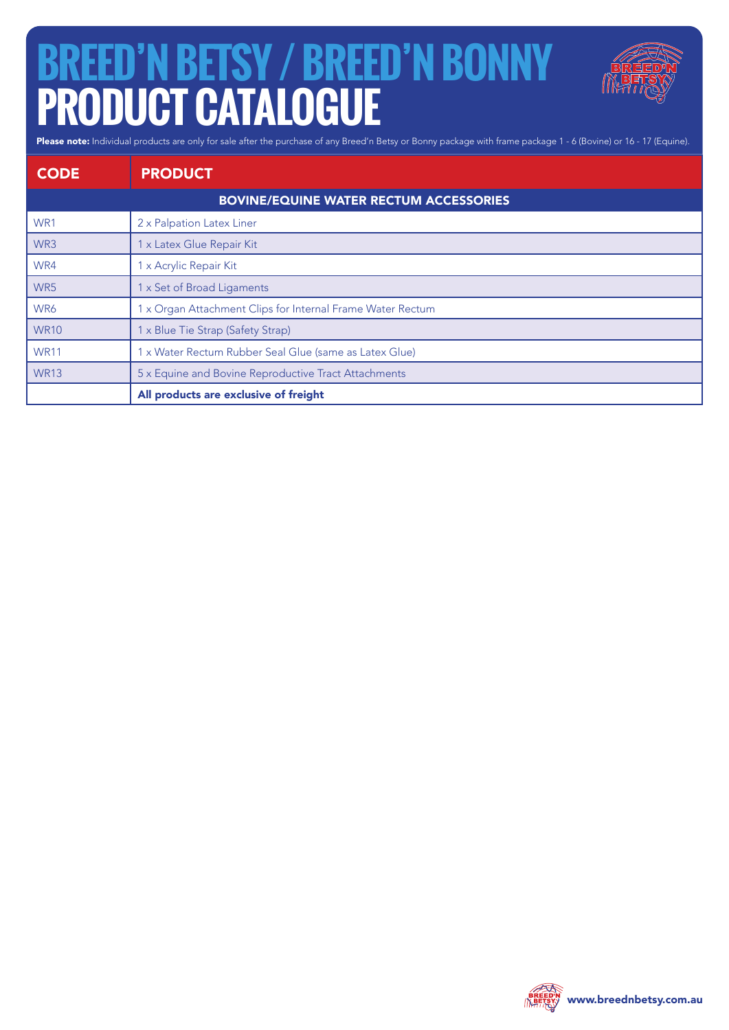# BREED'N BETSY / BREED'N BONNY
# PRODUCT CATALOGUE

**Please note:** Individual products are only for sale after the purchase of any Breed'n Betsy or Bonny package with frame package 1 - 6 (Bovine) or 16 - 17 (Equine).

| CODE | PRODUCT |
|---|---|
| | **BOVINE/EQUINE WATER RECTUM ACCESSORIES** |
| WR1 | 2 x Palpation Latex Liner |
| WR3 | 1 x Latex Glue Repair Kit |
| WR4 | 1 x Acrylic Repair Kit |
| WR5 | 1 x Set of Broad Ligaments |
| WR6 | 1 x Organ Attachment Clips for Internal Frame Water Rectum |
| WR10 | 1 x Blue Tie Strap (Safety Strap) |
| WR11 | 1 x Water Rectum Rubber Seal Glue (same as Latex Glue) |
| WR13 | 5 x Equine and Bovine Reproductive Tract Attachments |
| | **All products are exclusive of freight** |

www.breednbetsy.com.au